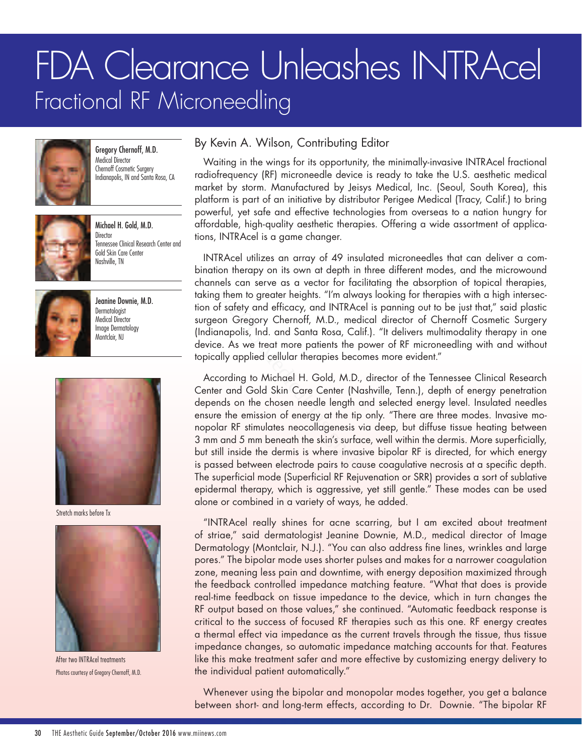# FDA Clearance Unleashes INTRAcel

## Fractional RF Microneedling

**Gregory Chernoff, M.D.**
Medical Director
Chernoff Cosmetic Surgery
Indianapolis, IN and Santa Rosa, CA

**Michael H. Gold, M.D.**
Director
Tennessee Clinical Research Center and Gold Skin Care Center
Nashville, TN

**Jeanine Downie, M.D.**
Dermatologist
Medical Director
Image Dermatology
Montclair, NJ

Stretch marks before Tx

After two INTRAcel treatments

Photos courtesy of Gregory Chernoff, M.D.

By Kevin A. Wilson, Contributing Editor

Waiting in the wings for its opportunity, the minimally-invasive INTRAcel fractional radiofrequency (RF) microneedle device is ready to take the U.S. aesthetic medical market by storm. Manufactured by Jeisys Medical, Inc. (Seoul, South Korea), this platform is part of an initiative by distributor Perigee Medical (Tracy, Calif.) to bring powerful, yet safe and effective technologies from overseas to a nation hungry for affordable, high-quality aesthetic therapies. Offering a wide assortment of applications, INTRAcel is a game changer.

INTRAcel utilizes an array of 49 insulated microneedles that can deliver a combination therapy on its own at depth in three different modes, and the microwound channels can serve as a vector for facilitating the absorption of topical therapies, taking them to greater heights. "I'm always looking for therapies with a high intersection of safety and efficacy, and INTRAcel is panning out to be just that," said plastic surgeon Gregory Chernoff, M.D., medical director of Chernoff Cosmetic Surgery (Indianapolis, Ind. and Santa Rosa, Calif.). "It delivers multimodality therapy in one device. As we treat more patients the power of RF microneedling with and without topically applied cellular therapies becomes more evident."

According to Michael H. Gold, M.D., director of the Tennessee Clinical Research Center and Gold Skin Care Center (Nashville, Tenn.), depth of energy penetration depends on the chosen needle length and selected energy level. Insulated needles ensure the emission of energy at the tip only. "There are three modes. Invasive monopolar RF stimulates neocollagenesis via deep, but diffuse tissue heating between 3 mm and 5 mm beneath the skin's surface, well within the dermis. More superficially, but still inside the dermis is where invasive bipolar RF is directed, for which energy is passed between electrode pairs to cause coagulative necrosis at a specific depth. The superficial mode (Superficial RF Rejuvenation or SRR) provides a sort of sublative epidermal therapy, which is aggressive, yet still gentle." These modes can be used alone or combined in a variety of ways, he added.

"INTRAcel really shines for acne scarring, but I am excited about treatment of striae," said dermatologist Jeanine Downie, M.D., medical director of Image Dermatology (Montclair, N.J.). "You can also address fine lines, wrinkles and large pores." The bipolar mode uses shorter pulses and makes for a narrower coagulation zone, meaning less pain and downtime, with energy deposition maximized through the feedback controlled impedance matching feature. "What that does is provide real-time feedback on tissue impedance to the device, which in turn changes the RF output based on those values," she continued. "Automatic feedback response is critical to the success of focused RF therapies such as this one. RF energy creates a thermal effect via impedance as the current travels through the tissue, thus tissue impedance changes, so automatic impedance matching accounts for that. Features like this make treatment safer and more effective by customizing energy delivery to the individual patient automatically."

Whenever using the bipolar and monopolar modes together, you get a balance between short- and long-term effects, according to Dr. Downie. "The bipolar RF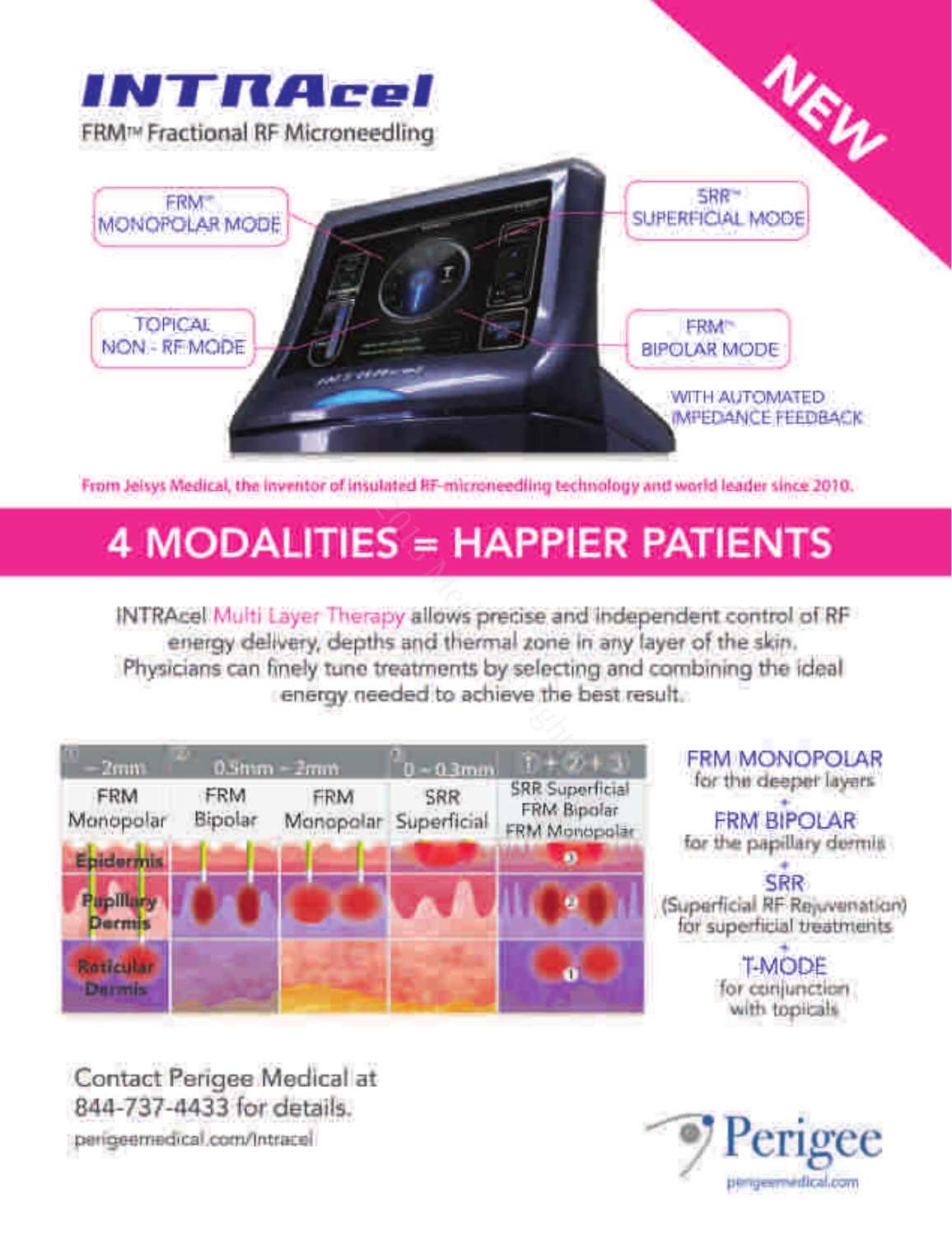# INTRAcel

FRM™ Fractional RF Microneedling

NEW

FRM™ MONOPOLAR MODE

TOPICAL NON - RF MODE

SRR™ SUPERFICIAL MODE

FRM™ BIPOLAR MODE

WITH AUTOMATED IMPEDANCE FEEDBACK

From Jeisys Medical, the inventor of insulated RF-microneedling technology and world leader since 2010.

## 4 MODALITIES = HAPPIER PATIENTS

INTRAcel Multi Layer Therapy allows precise and independent control of RF energy delivery, depths and thermal zone in any layer of the skin. Physicians can finely tune treatments by selecting and combining the ideal energy needed to achieve the best result.

| ① ~2mm | ② 0.5mm ~ 2mm | | ③ 0 ~ 0.3mm | ①+②+③ |
|---|---|---|---|---|
| FRM Monopolar | FRM Bipolar | FRM Monopolar | SRR Superficial | SRR Superficial FRM Bipolar FRM Monopolar |

Epidermis

Papillary Dermis

Reticular Dermis

FRM MONOPOLAR for the deeper layers

+

FRM BIPOLAR for the papillary dermis

+

SRR (Superficial RF Rejuvenation) for superficial treatments

+

T-MODE for conjunction with topicals

Contact Perigee Medical at 844-737-4433 for details.

perigeemedical.com/Intracel

Perigee

perigeemedical.com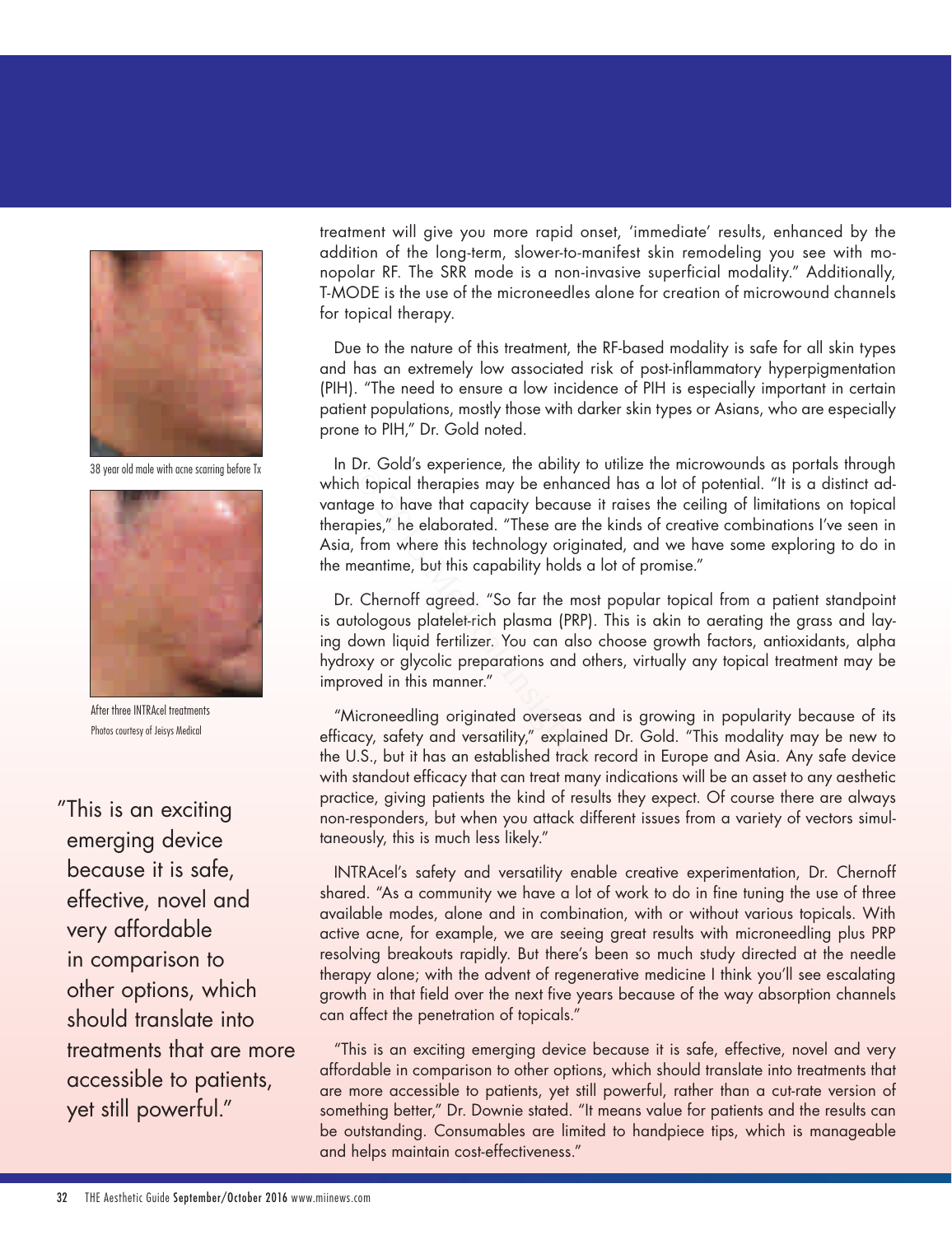treatment will give you more rapid onset, 'immediate' results, enhanced by the addition of the long-term, slower-to-manifest skin remodeling you see with monopolar RF. The SRR mode is a non-invasive superficial modality." Additionally, T-MODE is the use of the microneedles alone for creation of microwound channels for topical therapy.

Due to the nature of this treatment, the RF-based modality is safe for all skin types and has an extremely low associated risk of post-inflammatory hyperpigmentation (PIH). "The need to ensure a low incidence of PIH is especially important in certain patient populations, mostly those with darker skin types or Asians, who are especially prone to PIH," Dr. Gold noted.

In Dr. Gold's experience, the ability to utilize the microwounds as portals through which topical therapies may be enhanced has a lot of potential. "It is a distinct advantage to have that capacity because it raises the ceiling of limitations on topical therapies," he elaborated. "These are the kinds of creative combinations I've seen in Asia, from where this technology originated, and we have some exploring to do in the meantime, but this capability holds a lot of promise."

Dr. Chernoff agreed. "So far the most popular topical from a patient standpoint is autologous platelet-rich plasma (PRP). This is akin to aerating the grass and laying down liquid fertilizer. You can also choose growth factors, antioxidants, alpha hydroxy or glycolic preparations and others, virtually any topical treatment may be improved in this manner."

"Microneedling originated overseas and is growing in popularity because of its efficacy, safety and versatility," explained Dr. Gold. "This modality may be new to the U.S., but it has an established track record in Europe and Asia. Any safe device with standout efficacy that can treat many indications will be an asset to any aesthetic practice, giving patients the kind of results they expect. Of course there are always non-responders, but when you attack different issues from a variety of vectors simultaneously, this is much less likely."

INTRAcel's safety and versatility enable creative experimentation, Dr. Chernoff shared. "As a community we have a lot of work to do in fine tuning the use of three available modes, alone and in combination, with or without various topicals. With active acne, for example, we are seeing great results with microneedling plus PRP resolving breakouts rapidly. But there's been so much study directed at the needle therapy alone; with the advent of regenerative medicine I think you'll see escalating growth in that field over the next five years because of the way absorption channels can affect the penetration of topicals."

"This is an exciting emerging device because it is safe, effective, novel and very affordable in comparison to other options, which should translate into treatments that are more accessible to patients, yet still powerful, rather than a cut-rate version of something better," Dr. Downie stated. "It means value for patients and the results can be outstanding. Consumables are limited to handpiece tips, which is manageable and helps maintain cost-effectiveness."

38 year old male with acne scarring before Tx

After three INTRAcel treatments

Photos courtesy of Jeisys Medical

> "This is an exciting emerging device because it is safe, effective, novel and very affordable in comparison to other options, which should translate into treatments that are more accessible to patients, yet still powerful."